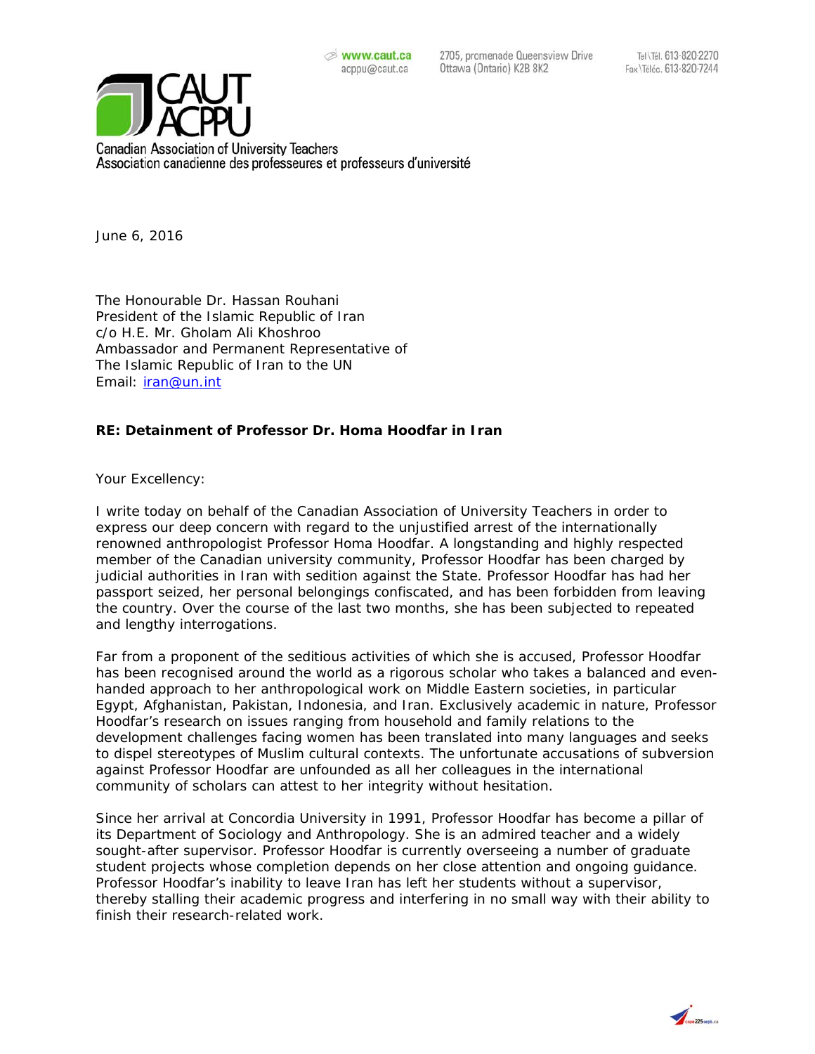www.caut.ca
acppu@caut.ca

2705, promenade Queensview Drive
Ottawa (Ontario) K2B 8K2

Tel\Tél. 613-820-2270
Fax\Téléc. 613-820-7244

CAUT
ACPPU

Canadian Association of University Teachers
Association canadienne des professeures et professeurs d'université

June 6, 2016

The Honourable Dr. Hassan Rouhani
President of the Islamic Republic of Iran
c/o H.E. Mr. Gholam Ali Khoshroo
Ambassador and Permanent Representative of
The Islamic Republic of Iran to the UN
Email: iran@un.int

**RE: Detainment of Professor Dr. Homa Hoodfar in Iran**

Your Excellency:

I write today on behalf of the Canadian Association of University Teachers in order to express our deep concern with regard to the unjustified arrest of the internationally renowned anthropologist Professor Homa Hoodfar. A longstanding and highly respected member of the Canadian university community, Professor Hoodfar has been charged by judicial authorities in Iran with sedition against the State. Professor Hoodfar has had her passport seized, her personal belongings confiscated, and has been forbidden from leaving the country. Over the course of the last two months, she has been subjected to repeated and lengthy interrogations.

Far from a proponent of the seditious activities of which she is accused, Professor Hoodfar has been recognised around the world as a rigorous scholar who takes a balanced and even-handed approach to her anthropological work on Middle Eastern societies, in particular Egypt, Afghanistan, Pakistan, Indonesia, and Iran. Exclusively academic in nature, Professor Hoodfar's research on issues ranging from household and family relations to the development challenges facing women has been translated into many languages and seeks to dispel stereotypes of Muslim cultural contexts. The unfortunate accusations of subversion against Professor Hoodfar are unfounded as all her colleagues in the international community of scholars can attest to her integrity without hesitation.

Since her arrival at Concordia University in 1991, Professor Hoodfar has become a pillar of its Department of Sociology and Anthropology. She is an admired teacher and a widely sought-after supervisor. Professor Hoodfar is currently overseeing a number of graduate student projects whose completion depends on her close attention and ongoing guidance. Professor Hoodfar's inability to leave Iran has left her students without a supervisor, thereby stalling their academic progress and interfering in no small way with their ability to finish their research-related work.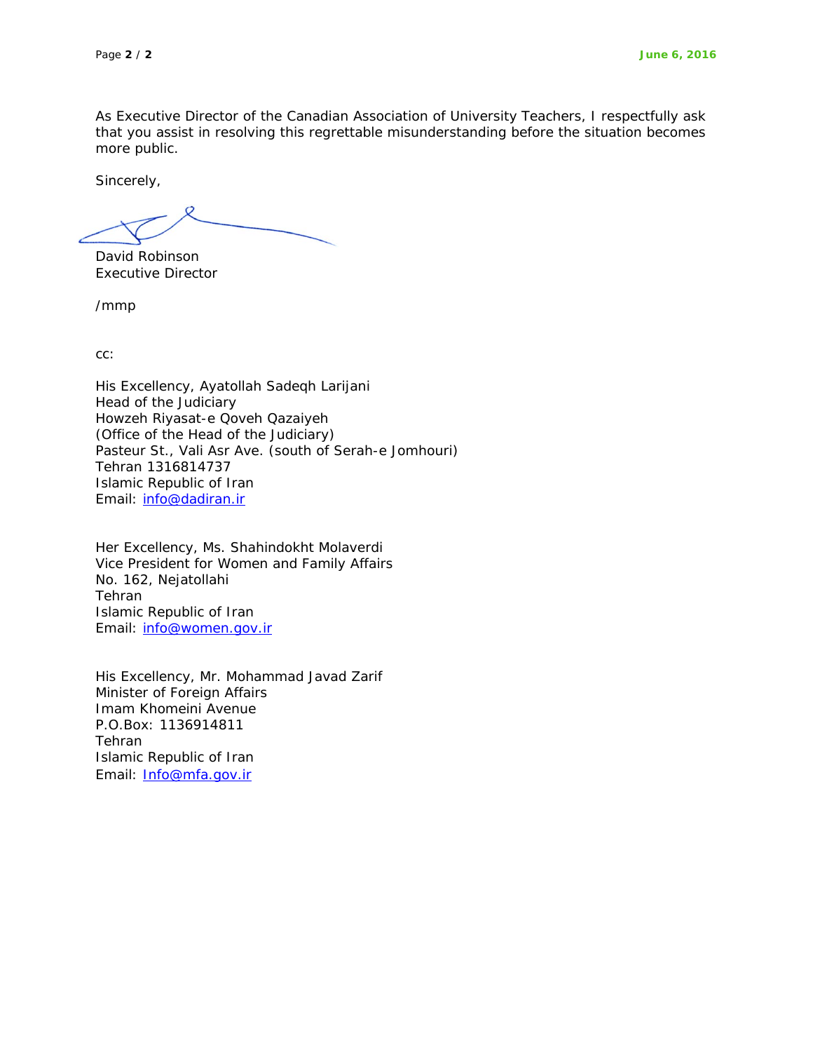As Executive Director of the Canadian Association of University Teachers, I respectfully ask that you assist in resolving this regrettable misunderstanding before the situation becomes more public.

Sincerely,

David Robinson
Executive Director

/mmp

cc:

His Excellency, Ayatollah Sadeqh Larijani
Head of the Judiciary
Howzeh Riyasat-e Qoveh Qazaiyeh
(Office of the Head of the Judiciary)
Pasteur St., Vali Asr Ave. (south of Serah-e Jomhouri)
Tehran 1316814737
Islamic Republic of Iran
Email: info@dadiran.ir

Her Excellency, Ms. Shahindokht Molaverdi
Vice President for Women and Family Affairs
No. 162, Nejatollahi
Tehran
Islamic Republic of Iran
Email: info@women.gov.ir

His Excellency, Mr. Mohammad Javad Zarif
Minister of Foreign Affairs
Imam Khomeini Avenue
P.O.Box: 1136914811
Tehran
Islamic Republic of Iran
Email: Info@mfa.gov.ir